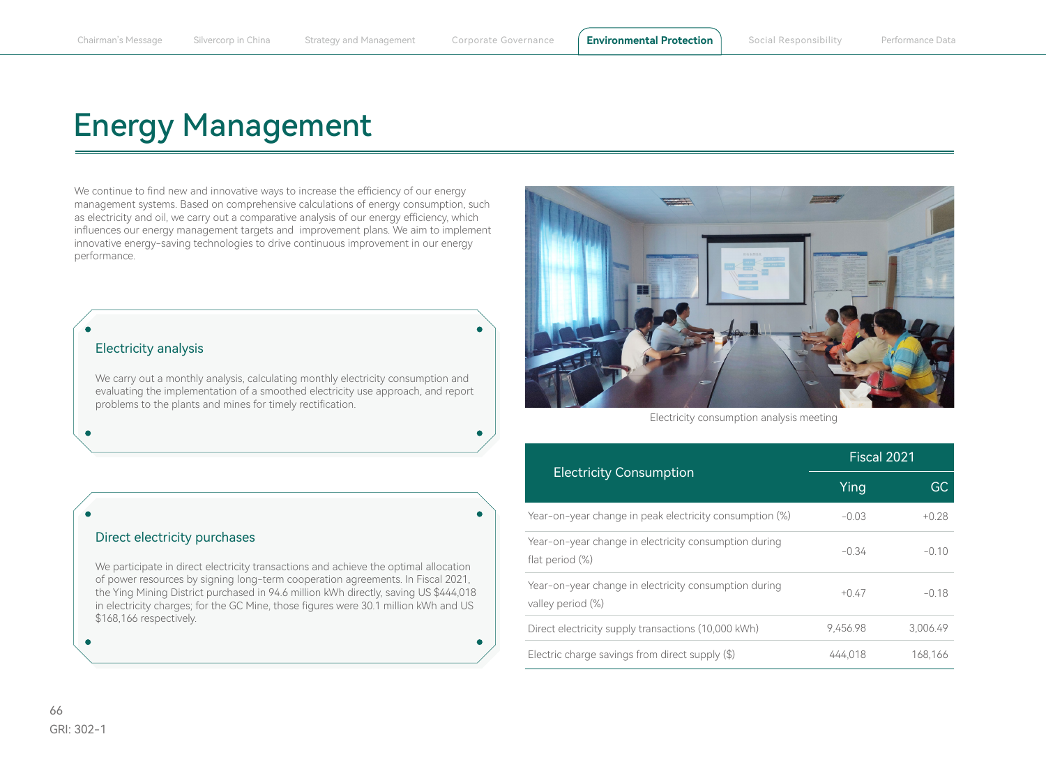# Energy Management

We continue to find new and innovative ways to increase the efficiency of our energy management systems. Based on comprehensive calculations of energy consumption, such as electricity and oil, we carry out a comparative analysis of our energy efficiency, which influences our energy management targets and improvement plans. We aim to implement innovative energy-saving technologies to drive continuous improvement in our energy performance.

### Electricity analysis

We carry out a monthly analysis, calculating monthly electricity consumption and evaluating the implementation of a smoothed electricity use approach, and report problems to the plants and mines for timely rectification.

### Direct electricity purchases

We participate in direct electricity transactions and achieve the optimal allocation of power resources by signing long-term cooperation agreements. In Fiscal 2021, the Ying Mining District purchased in 94.6 million kWh directly, saving US $444,018 in electricity charges; for the GC Mine, those figures were 30.1 million kWh and US $168,166 respectively.

Electricity consumption analysis meeting

| Electricity Consumption | Fiscal 2021 | |
|---|---|---|
| | Ying | GC |
| Year-on-year change in peak electricity consumption (%) | -0.03 | +0.28 |
| Year-on-year change in electricity consumption during flat period (%) | -0.34 | -0.10 |
| Year-on-year change in electricity consumption during valley period (%) | +0.47 | -0.18 |
| Direct electricity supply transactions (10,000 kWh) | 9,456.98 | 3,006.49 |
| Electric charge savings from direct supply ($) | 444,018 | 168,166 |

GRI: 302-1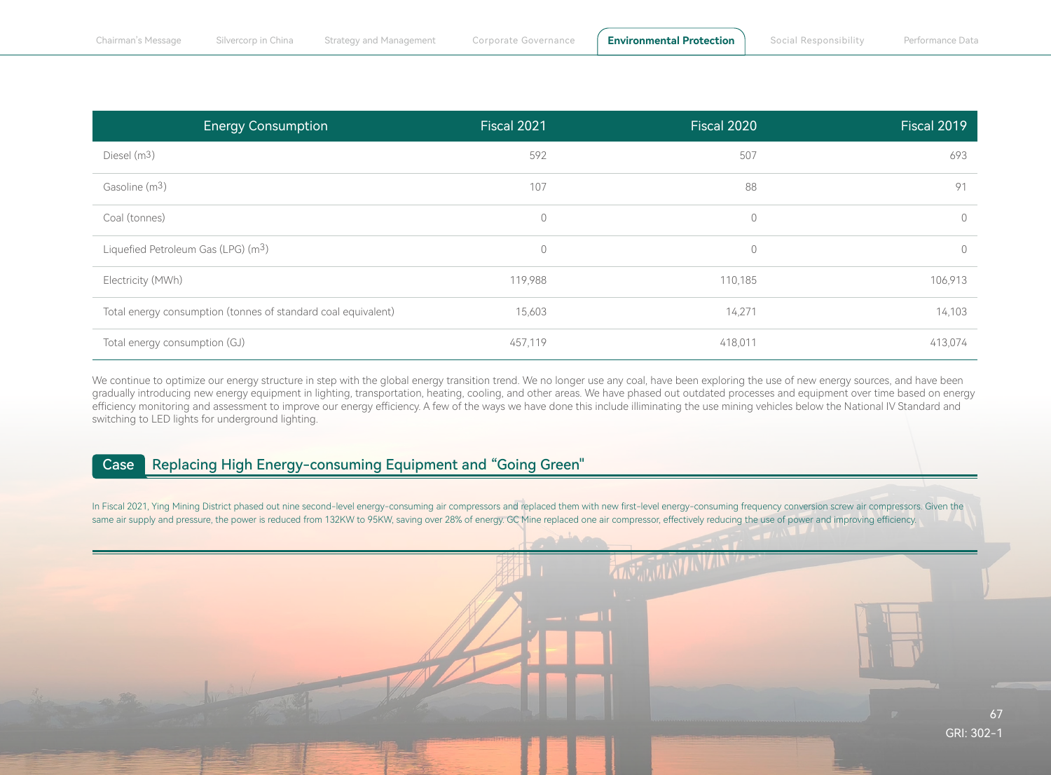| Energy Consumption | Fiscal 2021 | Fiscal 2020 | Fiscal 2019 |
|---|---|---|---|
| Diesel ($m^3$) | 592 | 507 | 693 |
| Gasoline ($m^3$) | 107 | 88 | 91 |
| Coal (tonnes) | 0 | 0 | 0 |
| Liquefied Petroleum Gas (LPG) ($m^3$) | 0 | 0 | 0 |
| Electricity (MWh) | 119,988 | 110,185 | 106,913 |
| Total energy consumption (tonnes of standard coal equivalent) | 15,603 | 14,271 | 14,103 |
| Total energy consumption (GJ) | 457,119 | 418,011 | 413,074 |

We continue to optimize our energy structure in step with the global energy transition trend. We no longer use any coal, have been exploring the use of new energy sources, and have been gradually introducing new energy equipment in lighting, transportation, heating, cooling, and other areas. We have phased out outdated processes and equipment over time based on energy efficiency monitoring and assessment to improve our energy efficiency. A few of the ways we have done this include illiminating the use mining vehicles below the National IV Standard and switching to LED lights for underground lighting.

## Case Replacing High Energy-consuming Equipment and “Going Green"

In Fiscal 2021, Ying Mining District phased out nine second-level energy-consuming air compressors and replaced them with new first-level energy-consuming frequency conversion screw air compressors. Given the same air supply and pressure, the power is reduced from 132KW to 95KW, saving over 28% of energy. GC Mine replaced one air compressor, effectively reducing the use of power and improving efficiency.

GRI: 302-1